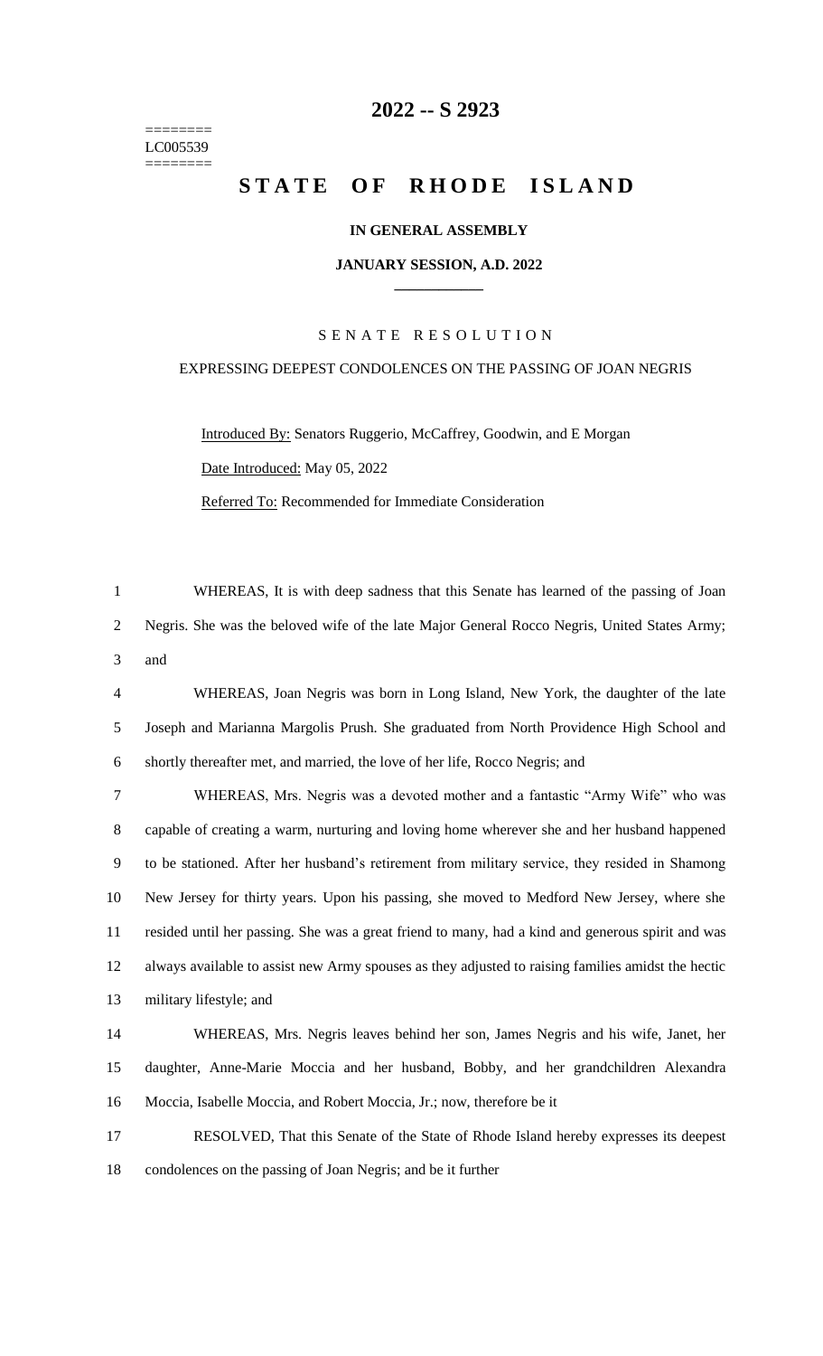# 2022 -- S 2923

========
LC005539
========

# STATE OF RHODE ISLAND

## IN GENERAL ASSEMBLY

## JANUARY SESSION, A.D. 2022

### SENATE RESOLUTION

### EXPRESSING DEEPEST CONDOLENCES ON THE PASSING OF JOAN NEGRIS

Introduced By: Senators Ruggerio, McCaffrey, Goodwin, and E Morgan

Date Introduced: May 05, 2022

Referred To: Recommended for Immediate Consideration

1 WHEREAS, It is with deep sadness that this Senate has learned of the passing of Joan
2 Negris. She was the beloved wife of the late Major General Rocco Negris, United States Army;
3 and

4 WHEREAS, Joan Negris was born in Long Island, New York, the daughter of the late
5 Joseph and Marianna Margolis Prush. She graduated from North Providence High School and
6 shortly thereafter met, and married, the love of her life, Rocco Negris; and

7 WHEREAS, Mrs. Negris was a devoted mother and a fantastic "Army Wife" who was
8 capable of creating a warm, nurturing and loving home wherever she and her husband happened
9 to be stationed. After her husband's retirement from military service, they resided in Shamong
10 New Jersey for thirty years. Upon his passing, she moved to Medford New Jersey, where she
11 resided until her passing. She was a great friend to many, had a kind and generous spirit and was
12 always available to assist new Army spouses as they adjusted to raising families amidst the hectic
13 military lifestyle; and

14 WHEREAS, Mrs. Negris leaves behind her son, James Negris and his wife, Janet, her
15 daughter, Anne-Marie Moccia and her husband, Bobby, and her grandchildren Alexandra
16 Moccia, Isabelle Moccia, and Robert Moccia, Jr.; now, therefore be it

17 RESOLVED, That this Senate of the State of Rhode Island hereby expresses its deepest
18 condolences on the passing of Joan Negris; and be it further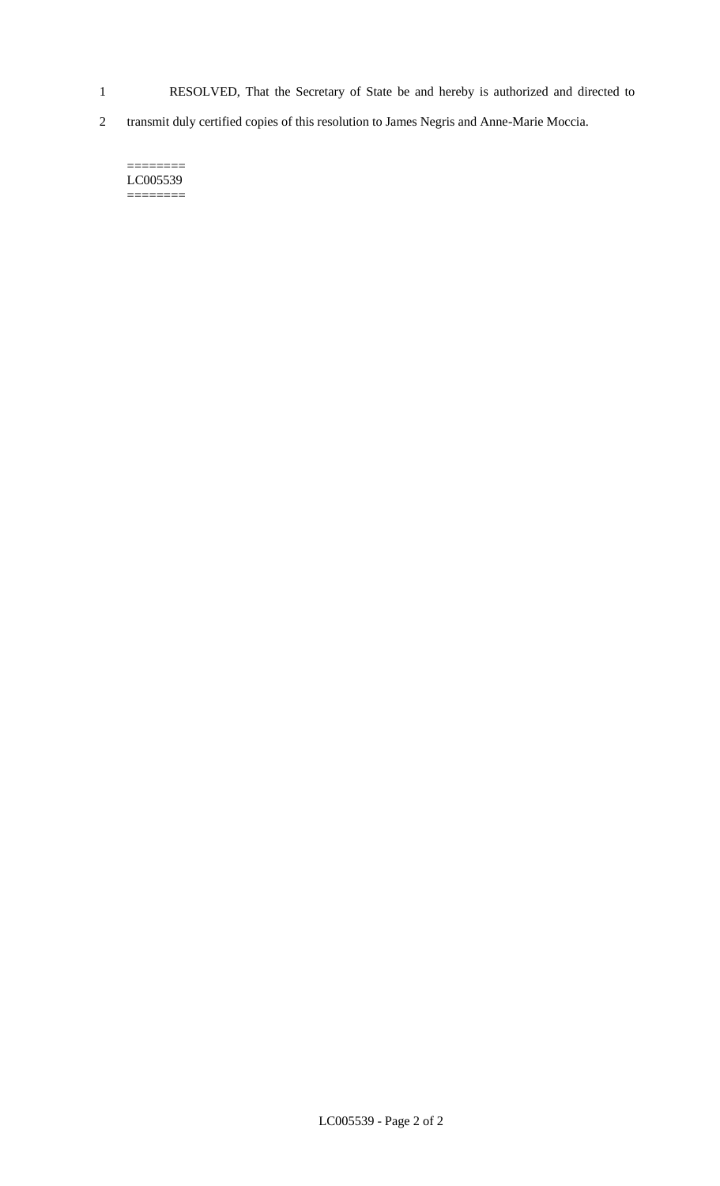RESOLVED, That the Secretary of State be and hereby is authorized and directed to transmit duly certified copies of this resolution to James Negris and Anne-Marie Moccia.

========
LC005539
========